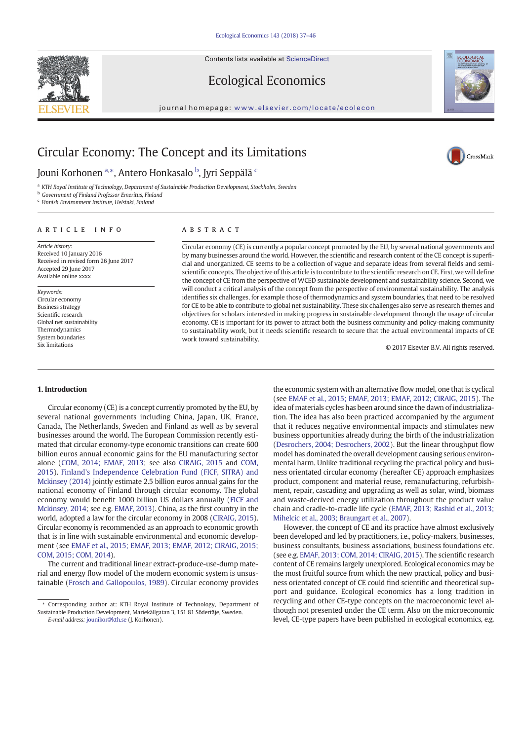Contents lists available at ScienceDirect

Ecological Economics

journal homepage: www.elsevier.com/locate/ecolecon

# Circular Economy: The Concept and its Limitations

Jouni Korhonen [a,*], Antero Honkasalo [b], Jyri Seppälä [c]

[a] KTH Royal Institute of Technology, Department of Sustainable Production Development, Stockholm, Sweden
[b] Government of Finland Professor Emeritus, Finland
[c] Finnish Environment Institute, Helsinki, Finland

**ARTICLE INFO**

*Article history:*
Received 10 January 2016
Received in revised form 26 June 2017
Accepted 29 June 2017
Available online xxxx

*Keywords:*
Circular economy
Business strategy
Scientific research
Global net sustainability
Thermodynamics
System boundaries
Six limitations

**ABSTRACT**

Circular economy (CE) is currently a popular concept promoted by the EU, by several national governments and by many businesses around the world. However, the scientific and research content of the CE concept is superficial and unorganized. CE seems to be a collection of vague and separate ideas from several fields and semi-scientific concepts. The objective of this article is to contribute to the scientific research on CE. First, we will define the concept of CE from the perspective of WCED sustainable development and sustainability science. Second, we will conduct a critical analysis of the concept from the perspective of environmental sustainability. The analysis identifies six challenges, for example those of thermodynamics and system boundaries, that need to be resolved for CE to be able to contribute to global net sustainability. These six challenges also serve as research themes and objectives for scholars interested in making progress in sustainable development through the usage of circular economy. CE is important for its power to attract both the business community and policy-making community to sustainability work, but it needs scientific research to secure that the actual environmental impacts of CE work toward sustainability.

© 2017 Elsevier B.V. All rights reserved.

## 1. Introduction

Circular economy (CE) is a concept currently promoted by the EU, by several national governments including China, Japan, UK, France, Canada, The Netherlands, Sweden and Finland as well as by several businesses around the world. The European Commission recently estimated that circular economy-type economic transitions can create 600 billion euros annual economic gains for the EU manufacturing sector alone (COM, 2014; EMAF, 2013; see also CIRAIG, 2015 and COM, 2015). Finland's Independence Celebration Fund (FICF, SITRA) and Mckinsey (2014) jointly estimate 2.5 billion euros annual gains for the national economy of Finland through circular economy. The global economy would benefit 1000 billion US dollars annually (FICF and Mckinsey, 2014; see e.g. EMAF, 2013). China, as the first country in the world, adopted a law for the circular economy in 2008 (CIRAIG, 2015). Circular economy is recommended as an approach to economic growth that is in line with sustainable environmental and economic development (see EMAF et al., 2015; EMAF, 2013; EMAF, 2012; CIRAIG, 2015; COM, 2015; COM, 2014).

The current and traditional linear extract-produce-use-dump material and energy flow model of the modern economic system is unsustainable (Frosch and Gallopoulos, 1989). Circular economy provides the economic system with an alternative flow model, one that is cyclical (see EMAF et al., 2015; EMAF, 2013; EMAF, 2012; CIRAIG, 2015). The idea of materials cycles has been around since the dawn of industrialization. The idea has also been practiced accompanied by the argument that it reduces negative environmental impacts and stimulates new business opportunities already during the birth of the industrialization (Desrochers, 2004; Desrochers, 2002). But the linear throughput flow model has dominated the overall development causing serious environmental harm. Unlike traditional recycling the practical policy and business orientated circular economy (hereafter CE) approach emphasizes product, component and material reuse, remanufacturing, refurbishment, repair, cascading and upgrading as well as solar, wind, biomass and waste-derived energy utilization throughout the product value chain and cradle-to-cradle life cycle (EMAF, 2013; Rashid et al., 2013; Mihelcic et al., 2003; Braungart et al., 2007).

However, the concept of CE and its practice have almost exclusively been developed and led by practitioners, i.e., policy-makers, businesses, business consultants, business associations, business foundations etc. (see e.g. EMAF, 2013; COM, 2014; CIRAIG, 2015). The scientific research content of CE remains largely unexplored. Ecological economics may be the most fruitful source from which the new practical, policy and business orientated concept of CE could find scientific and theoretical support and guidance. Ecological economics has a long tradition in recycling and other CE-type concepts on the macroeconomic level although not presented under the CE term. Also on the microeconomic level, CE-type papers have been published in ecological economics, e.g.

\* Corresponding author at: KTH Royal Institute of Technology, Department of Sustainable Production Development, Mariekällgatan 3, 151 81 Södertäje, Sweden.
*E-mail address:* jounikor@kth.se (J. Korhonen).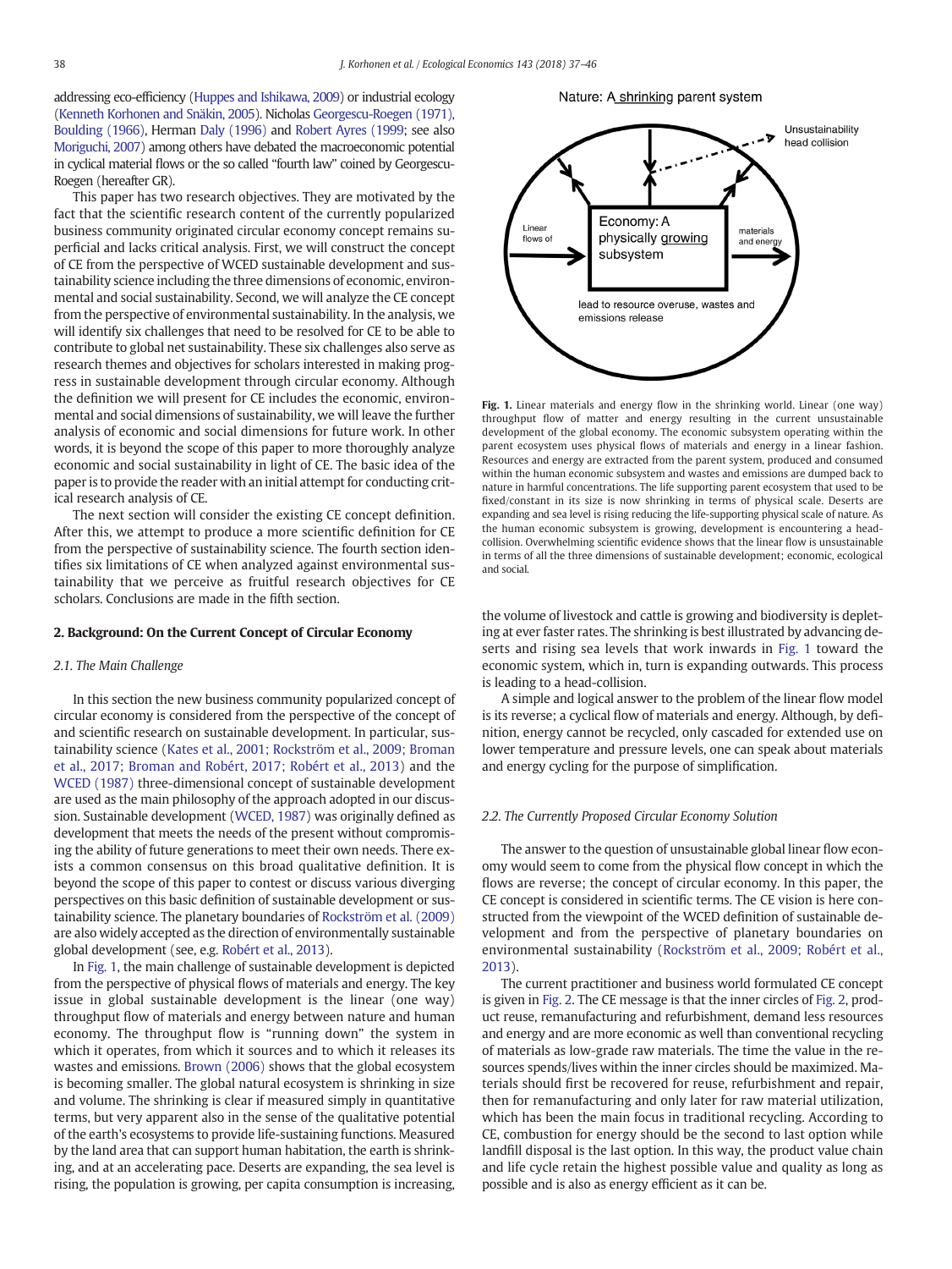addressing eco-efficiency (Huppes and Ishikawa, 2009) or industrial ecology (Kenneth Korhonen and Snäkin, 2005). Nicholas Georgescu-Roegen (1971), Boulding (1966), Herman Daly (1996) and Robert Ayres (1999; see also Moriguchi, 2007) among others have debated the macroeconomic potential in cyclical material flows or the so called "fourth law" coined by Georgescu-Roegen (hereafter GR).

This paper has two research objectives. They are motivated by the fact that the scientific research content of the currently popularized business community originated circular economy concept remains superficial and lacks critical analysis. First, we will construct the concept of CE from the perspective of WCED sustainable development and sustainability science including the three dimensions of economic, environmental and social sustainability. Second, we will analyze the CE concept from the perspective of environmental sustainability. In the analysis, we will identify six challenges that need to be resolved for CE to be able to contribute to global net sustainability. These six challenges also serve as research themes and objectives for scholars interested in making progress in sustainable development through circular economy. Although the definition we will present for CE includes the economic, environmental and social dimensions of sustainability, we will leave the further analysis of economic and social dimensions for future work. In other words, it is beyond the scope of this paper to more thoroughly analyze economic and social sustainability in light of CE. The basic idea of the paper is to provide the reader with an initial attempt for conducting critical research analysis of CE.

The next section will consider the existing CE concept definition. After this, we attempt to produce a more scientific definition for CE from the perspective of sustainability science. The fourth section identifies six limitations of CE when analyzed against environmental sustainability that we perceive as fruitful research objectives for CE scholars. Conclusions are made in the fifth section.

## 2. Background: On the Current Concept of Circular Economy

### 2.1. The Main Challenge

In this section the new business community popularized concept of circular economy is considered from the perspective of the concept of and scientific research on sustainable development. In particular, sustainability science (Kates et al., 2001; Rockström et al., 2009; Broman et al., 2017; Broman and Robért, 2017; Robért et al., 2013) and the WCED (1987) three-dimensional concept of sustainable development are used as the main philosophy of the approach adopted in our discussion. Sustainable development (WCED, 1987) was originally defined as development that meets the needs of the present without compromising the ability of future generations to meet their own needs. There exists a common consensus on this broad qualitative definition. It is beyond the scope of this paper to contest or discuss various diverging perspectives on this basic definition of sustainable development or sustainability science. The planetary boundaries of Rockström et al. (2009) are also widely accepted as the direction of environmentally sustainable global development (see, e.g. Robért et al., 2013).

In Fig. 1, the main challenge of sustainable development is depicted from the perspective of physical flows of materials and energy. The key issue in global sustainable development is the linear (one way) throughput flow of materials and energy between nature and human economy. The throughput flow is "running down" the system in which it operates, from which it sources and to which it releases its wastes and emissions. Brown (2006) shows that the global ecosystem is becoming smaller. The global natural ecosystem is shrinking in size and volume. The shrinking is clear if measured simply in quantitative terms, but very apparent also in the sense of the qualitative potential of the earth's ecosystems to provide life-sustaining functions. Measured by the land area that can support human habitation, the earth is shrinking, and at an accelerating pace. Deserts are expanding, the sea level is rising, the population is growing, per capita consumption is increasing, the volume of livestock and cattle is growing and biodiversity is depleting at ever faster rates. The shrinking is best illustrated by advancing deserts and rising sea levels that work inwards in Fig. 1 toward the economic system, which in, turn is expanding outwards. This process is leading to a head-collision.

Nature: A shrinking parent system

Unsustainability head collision

Linear flows of

Economy: A physically growing subsystem

materials and energy

lead to resource overuse, wastes and emissions release

**Fig. 1.** Linear materials and energy flow in the shrinking world. Linear (one way) throughput flow of matter and energy resulting in the current unsustainable development of the global economy. The economic subsystem operating within the parent ecosystem uses physical flows of materials and energy in a linear fashion. Resources and energy are extracted from the parent system, produced and consumed within the human economic subsystem and wastes and emissions are dumped back to nature in harmful concentrations. The life supporting parent ecosystem that used to be fixed/constant in its size is now shrinking in terms of physical scale. Deserts are expanding and sea level is rising reducing the life-supporting physical scale of nature. As the human economic subsystem is growing, development is encountering a head-collision. Overwhelming scientific evidence shows that the linear flow is unsustainable in terms of all the three dimensions of sustainable development; economic, ecological and social.

A simple and logical answer to the problem of the linear flow model is its reverse; a cyclical flow of materials and energy. Although, by definition, energy cannot be recycled, only cascaded for extended use on lower temperature and pressure levels, one can speak about materials and energy cycling for the purpose of simplification.

### 2.2. The Currently Proposed Circular Economy Solution

The answer to the question of unsustainable global linear flow economy would seem to come from the physical flow concept in which the flows are reverse; the concept of circular economy. In this paper, the CE concept is considered in scientific terms. The CE vision is here constructed from the viewpoint of the WCED definition of sustainable development and from the perspective of planetary boundaries on environmental sustainability (Rockström et al., 2009; Robért et al., 2013).

The current practitioner and business world formulated CE concept is given in Fig. 2. The CE message is that the inner circles of Fig. 2, product reuse, remanufacturing and refurbishment, demand less resources and energy and are more economic as well than conventional recycling of materials as low-grade raw materials. The time the value in the resources spends/lives within the inner circles should be maximized. Materials should first be recovered for reuse, refurbishment and repair, then for remanufacturing and only later for raw material utilization, which has been the main focus in traditional recycling. According to CE, combustion for energy should be the second to last option while landfill disposal is the last option. In this way, the product value chain and life cycle retain the highest possible value and quality as long as possible and is also as energy efficient as it can be.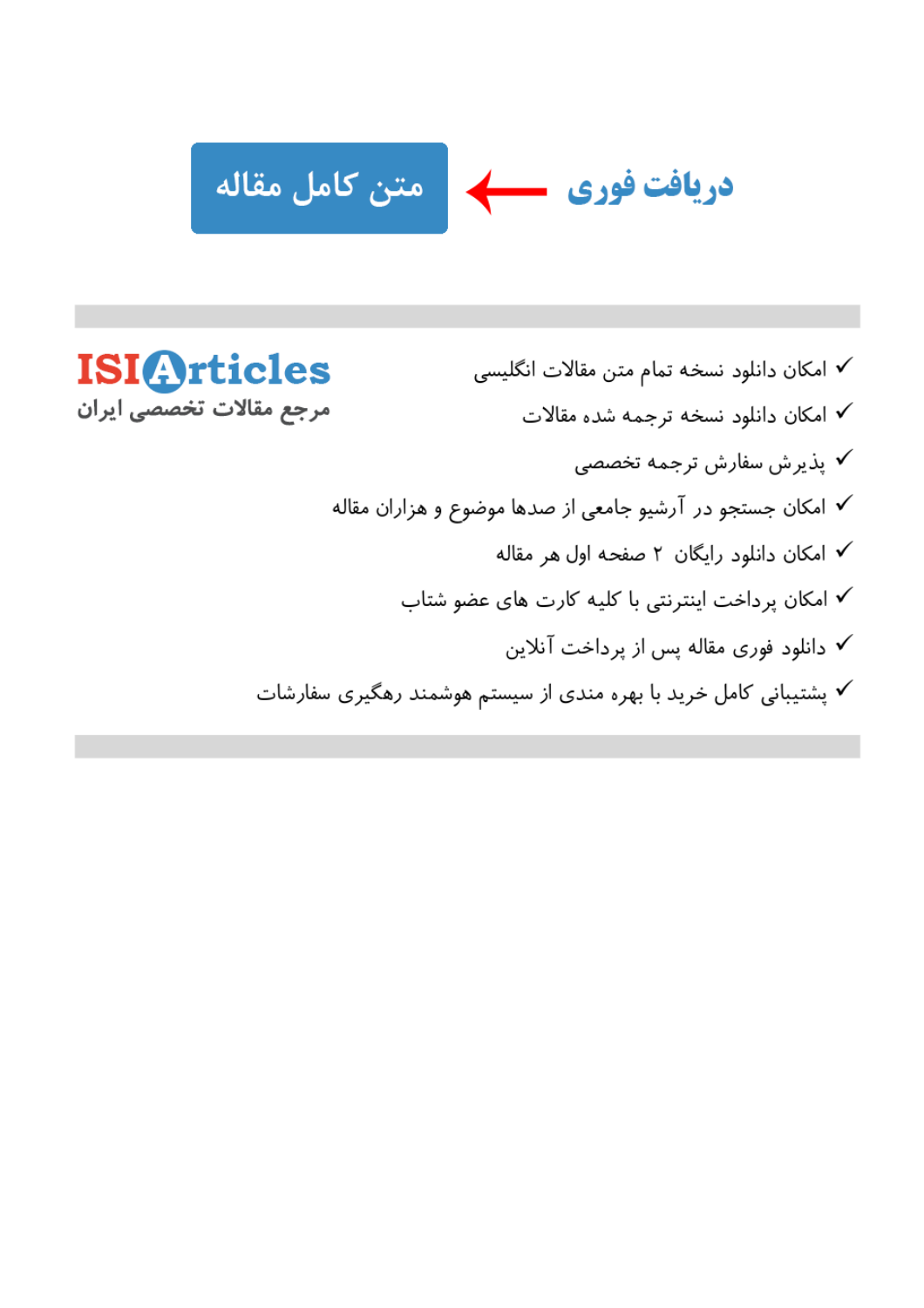دریافت فوری ← متن کامل مقاله

**ISIArticles**
مرجع مقالات تخصصی ایران

- ✓ امکان دانلود نسخه تمام متن مقالات انگلیسی
- ✓ امکان دانلود نسخه ترجمه شده مقالات
- ✓ پذیرش سفارش ترجمه تخصصی
- ✓ امکان جستجو در آرشیو جامعی از صدها موضوع و هزاران مقاله
- ✓ امکان دانلود رایگان ۲ صفحه اول هر مقاله
- ✓ امکان پرداخت اینترنتی با کلیه کارت های عضو شتاب
- ✓ دانلود فوری مقاله پس از پرداخت آنلاین
- ✓ پشتیبانی کامل خرید با بهره مندی از سیستم هوشمند رهگیری سفارشات